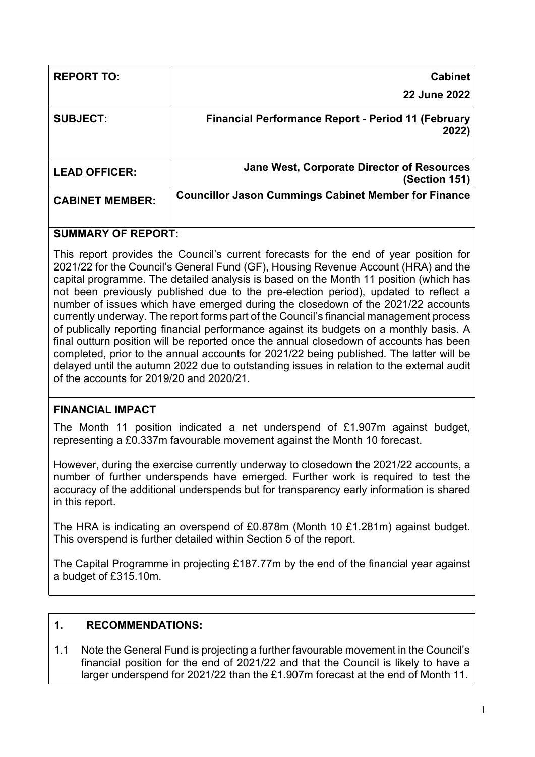| | |
|---|---|
| **REPORT TO:** | **Cabinet**<br>**22 June 2022** |
| **SUBJECT:** | **Financial Performance Report - Period 11 (February 2022)** |
| **LEAD OFFICER:** | **Jane West, Corporate Director of Resources (Section 151)** |
| **CABINET MEMBER:** | **Councillor Jason Cummings Cabinet Member for Finance** |

**SUMMARY OF REPORT:**

This report provides the Council's current forecasts for the end of year position for 2021/22 for the Council's General Fund (GF), Housing Revenue Account (HRA) and the capital programme. The detailed analysis is based on the Month 11 position (which has not been previously published due to the pre-election period), updated to reflect a number of issues which have emerged during the closedown of the 2021/22 accounts currently underway. The report forms part of the Council's financial management process of publically reporting financial performance against its budgets on a monthly basis. A final outturn position will be reported once the annual closedown of accounts has been completed, prior to the annual accounts for 2021/22 being published. The latter will be delayed until the autumn 2022 due to outstanding issues in relation to the external audit of the accounts for 2019/20 and 2020/21.

**FINANCIAL IMPACT**

The Month 11 position indicated a net underspend of £1.907m against budget, representing a £0.337m favourable movement against the Month 10 forecast.

However, during the exercise currently underway to closedown the 2021/22 accounts, a number of further underspends have emerged. Further work is required to test the accuracy of the additional underspends but for transparency early information is shared in this report.

The HRA is indicating an overspend of £0.878m (Month 10 £1.281m) against budget. This overspend is further detailed within Section 5 of the report.

The Capital Programme in projecting £187.77m by the end of the financial year against a budget of £315.10m.

## 1. RECOMMENDATIONS:

1.1 Note the General Fund is projecting a further favourable movement in the Council's financial position for the end of 2021/22 and that the Council is likely to have a larger underspend for 2021/22 than the £1.907m forecast at the end of Month 11.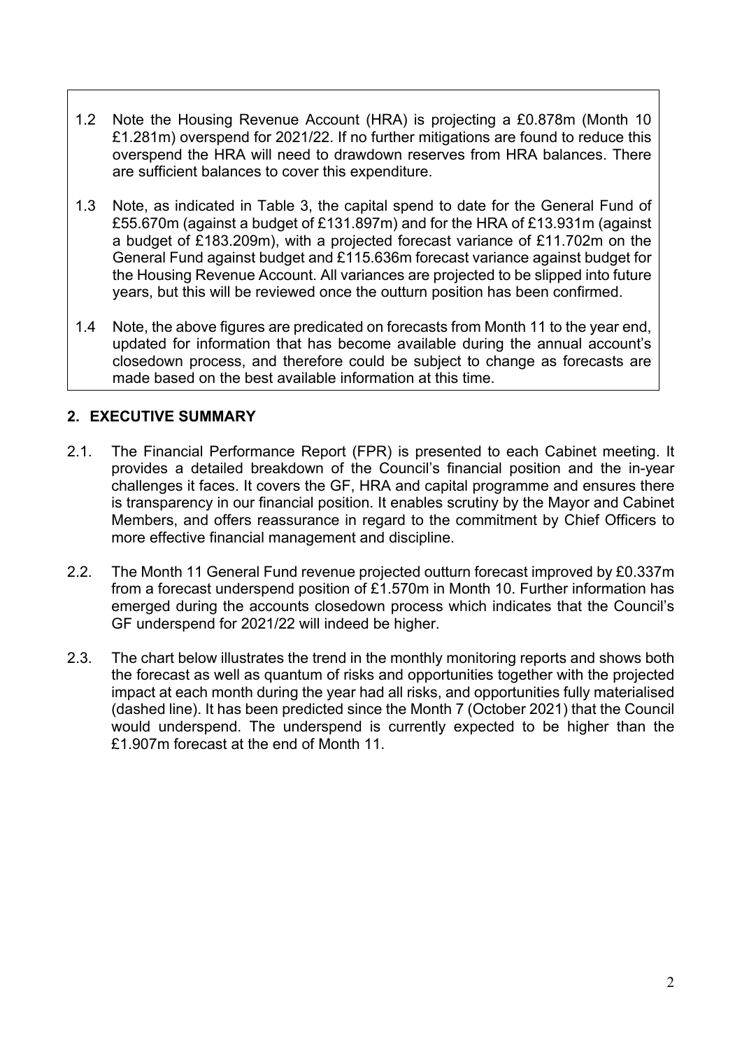1.2 Note the Housing Revenue Account (HRA) is projecting a £0.878m (Month 10 £1.281m) overspend for 2021/22. If no further mitigations are found to reduce this overspend the HRA will need to drawdown reserves from HRA balances. There are sufficient balances to cover this expenditure.

1.3 Note, as indicated in Table 3, the capital spend to date for the General Fund of £55.670m (against a budget of £131.897m) and for the HRA of £13.931m (against a budget of £183.209m), with a projected forecast variance of £11.702m on the General Fund against budget and £115.636m forecast variance against budget for the Housing Revenue Account. All variances are projected to be slipped into future years, but this will be reviewed once the outturn position has been confirmed.

1.4 Note, the above figures are predicated on forecasts from Month 11 to the year end, updated for information that has become available during the annual account's closedown process, and therefore could be subject to change as forecasts are made based on the best available information at this time.

## 2. EXECUTIVE SUMMARY

2.1. The Financial Performance Report (FPR) is presented to each Cabinet meeting. It provides a detailed breakdown of the Council's financial position and the in-year challenges it faces. It covers the GF, HRA and capital programme and ensures there is transparency in our financial position. It enables scrutiny by the Mayor and Cabinet Members, and offers reassurance in regard to the commitment by Chief Officers to more effective financial management and discipline.

2.2. The Month 11 General Fund revenue projected outturn forecast improved by £0.337m from a forecast underspend position of £1.570m in Month 10. Further information has emerged during the accounts closedown process which indicates that the Council's GF underspend for 2021/22 will indeed be higher.

2.3. The chart below illustrates the trend in the monthly monitoring reports and shows both the forecast as well as quantum of risks and opportunities together with the projected impact at each month during the year had all risks, and opportunities fully materialised (dashed line). It has been predicted since the Month 7 (October 2021) that the Council would underspend. The underspend is currently expected to be higher than the £1.907m forecast at the end of Month 11.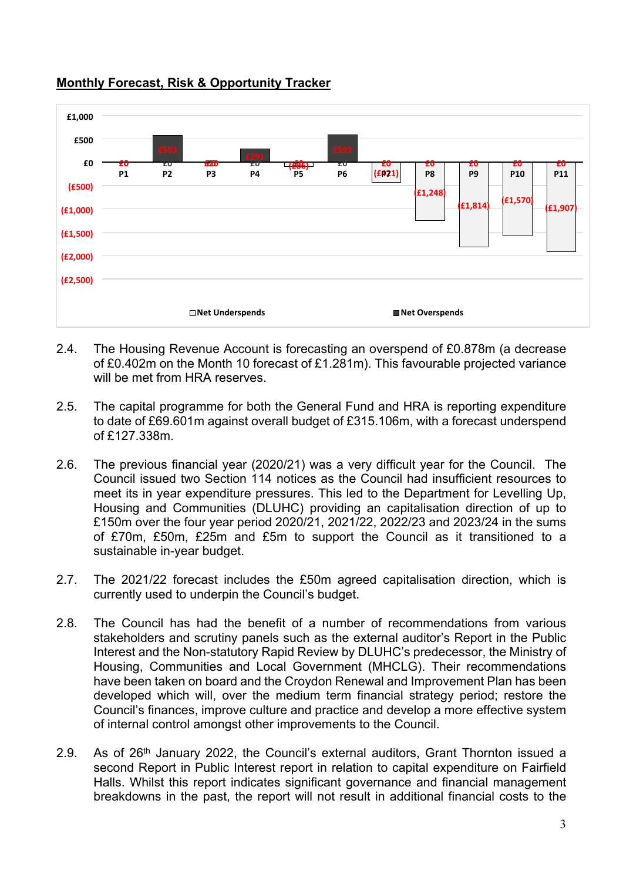**Monthly Forecast, Risk & Opportunity Tracker**

| Period | Net Underspends | Net Overspends |
|---|---|---|
| P1 | £0 | £0 |
| P2 | £0 | £583 |
| P3 | £0 | £0 |
| P4 | £0 | £291 |
| P5 | (£86) | £0 |
| P6 | £0 | £599 |
| P7 | (£421) | £0 |
| P8 | (£1,248) | £0 |
| P9 | (£1,814) | £0 |
| P10 | (£1,570) | £0 |
| P11 | (£1,907) | £0 |

2.4. The Housing Revenue Account is forecasting an overspend of £0.878m (a decrease of £0.402m on the Month 10 forecast of £1.281m). This favourable projected variance will be met from HRA reserves.

2.5. The capital programme for both the General Fund and HRA is reporting expenditure to date of £69.601m against overall budget of £315.106m, with a forecast underspend of £127.338m.

2.6. The previous financial year (2020/21) was a very difficult year for the Council. The Council issued two Section 114 notices as the Council had insufficient resources to meet its in year expenditure pressures. This led to the Department for Levelling Up, Housing and Communities (DLUHC) providing an capitalisation direction of up to £150m over the four year period 2020/21, 2021/22, 2022/23 and 2023/24 in the sums of £70m, £50m, £25m and £5m to support the Council as it transitioned to a sustainable in-year budget.

2.7. The 2021/22 forecast includes the £50m agreed capitalisation direction, which is currently used to underpin the Council's budget.

2.8. The Council has had the benefit of a number of recommendations from various stakeholders and scrutiny panels such as the external auditor's Report in the Public Interest and the Non-statutory Rapid Review by DLUHC's predecessor, the Ministry of Housing, Communities and Local Government (MHCLG). Their recommendations have been taken on board and the Croydon Renewal and Improvement Plan has been developed which will, over the medium term financial strategy period; restore the Council's finances, improve culture and practice and develop a more effective system of internal control amongst other improvements to the Council.

2.9. As of 26th January 2022, the Council's external auditors, Grant Thornton issued a second Report in Public Interest report in relation to capital expenditure on Fairfield Halls. Whilst this report indicates significant governance and financial management breakdowns in the past, the report will not result in additional financial costs to the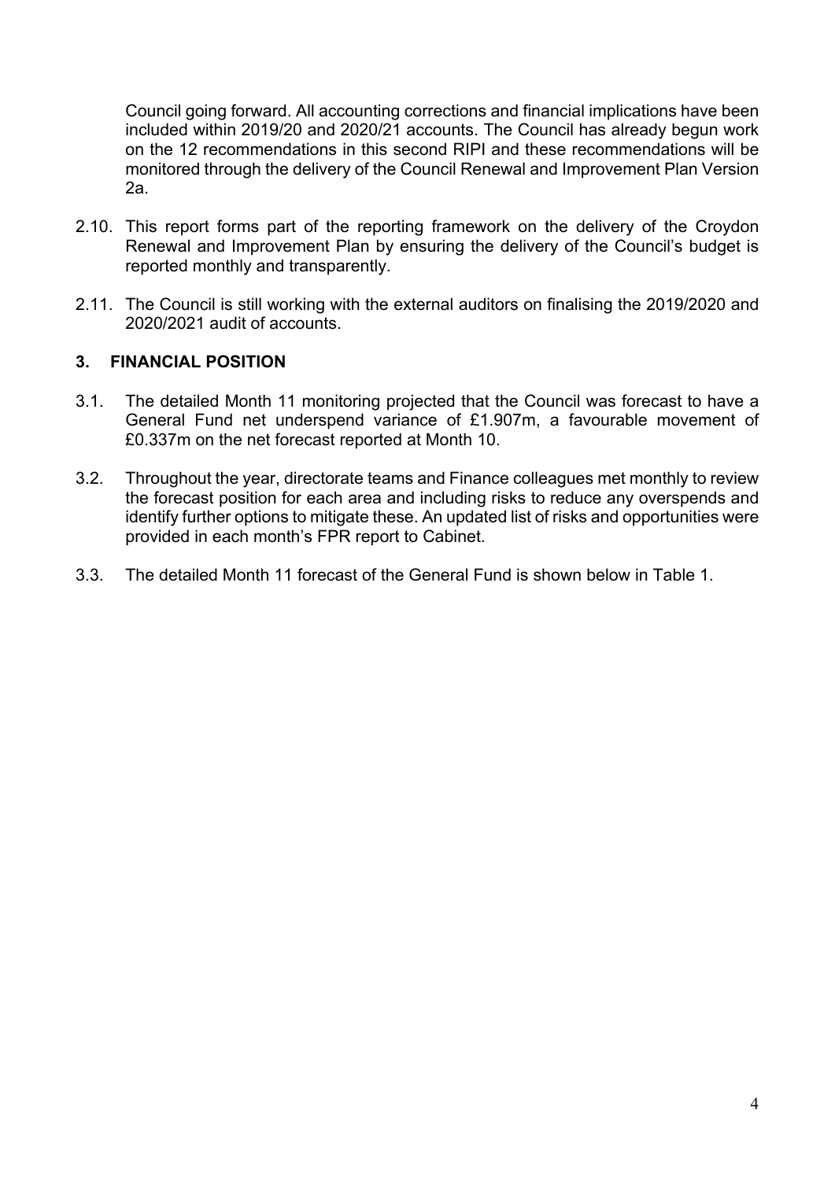Council going forward. All accounting corrections and financial implications have been included within 2019/20 and 2020/21 accounts. The Council has already begun work on the 12 recommendations in this second RIPI and these recommendations will be monitored through the delivery of the Council Renewal and Improvement Plan Version 2a.

2.10. This report forms part of the reporting framework on the delivery of the Croydon Renewal and Improvement Plan by ensuring the delivery of the Council's budget is reported monthly and transparently.

2.11. The Council is still working with the external auditors on finalising the 2019/2020 and 2020/2021 audit of accounts.

## 3. FINANCIAL POSITION

3.1. The detailed Month 11 monitoring projected that the Council was forecast to have a General Fund net underspend variance of £1.907m, a favourable movement of £0.337m on the net forecast reported at Month 10.

3.2. Throughout the year, directorate teams and Finance colleagues met monthly to review the forecast position for each area and including risks to reduce any overspends and identify further options to mitigate these. An updated list of risks and opportunities were provided in each month's FPR report to Cabinet.

3.3. The detailed Month 11 forecast of the General Fund is shown below in Table 1.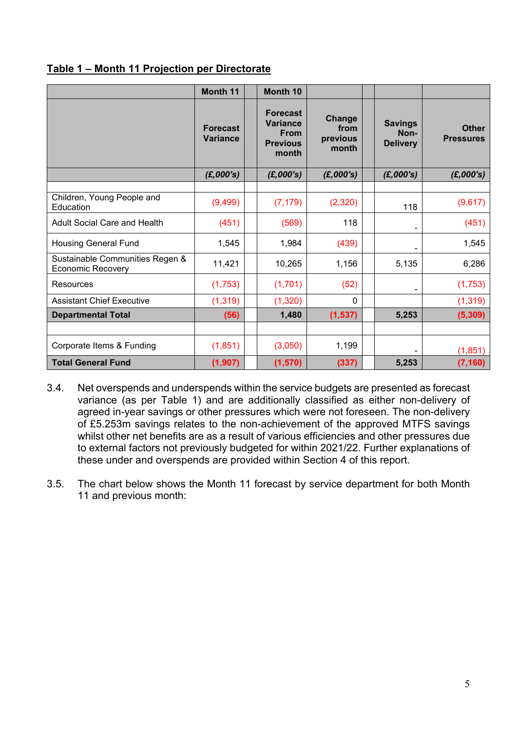**Table 1 – Month 11 Projection per Directorate**

| | Month 11 | | Month 10 | | | | |
|---|---|---|---|---|---|---|---|
| | Forecast Variance | | Forecast Variance From Previous month | Change from previous month | | Savings Non-Delivery | Other Pressures |
| | (£,000's) | | (£,000's) | (£,000's) | | (£,000's) | (£,000's) |
| | | | | | | | |
| Children, Young People and Education | (9,499) | | (7,179) | (2,320) | | 118 | (9,617) |
| Adult Social Care and Health | (451) | | (569) | 118 | | - | (451) |
| Housing General Fund | 1,545 | | 1,984 | (439) | | - | 1,545 |
| Sustainable Communities Regen & Economic Recovery | 11,421 | | 10,265 | 1,156 | | 5,135 | 6,286 |
| Resources | (1,753) | | (1,701) | (52) | | - | (1,753) |
| Assistant Chief Executive | (1,319) | | (1,320) | 0 | | | (1,319) |
| **Departmental Total** | **(56)** | | **1,480** | **(1,537)** | | **5,253** | **(5,309)** |
| | | | | | | | |
| Corporate Items & Funding | (1,851) | | (3,050) | 1,199 | | - | (1,851) |
| **Total General Fund** | **(1,907)** | | **(1,570)** | **(337)** | | **5,253** | **(7,160)** |

3.4. Net overspends and underspends within the service budgets are presented as forecast variance (as per Table 1) and are additionally classified as either non-delivery of agreed in-year savings or other pressures which were not foreseen. The non-delivery of £5.253m savings relates to the non-achievement of the approved MTFS savings whilst other net benefits are as a result of various efficiencies and other pressures due to external factors not previously budgeted for within 2021/22. Further explanations of these under and overspends are provided within Section 4 of this report.

3.5. The chart below shows the Month 11 forecast by service department for both Month 11 and previous month: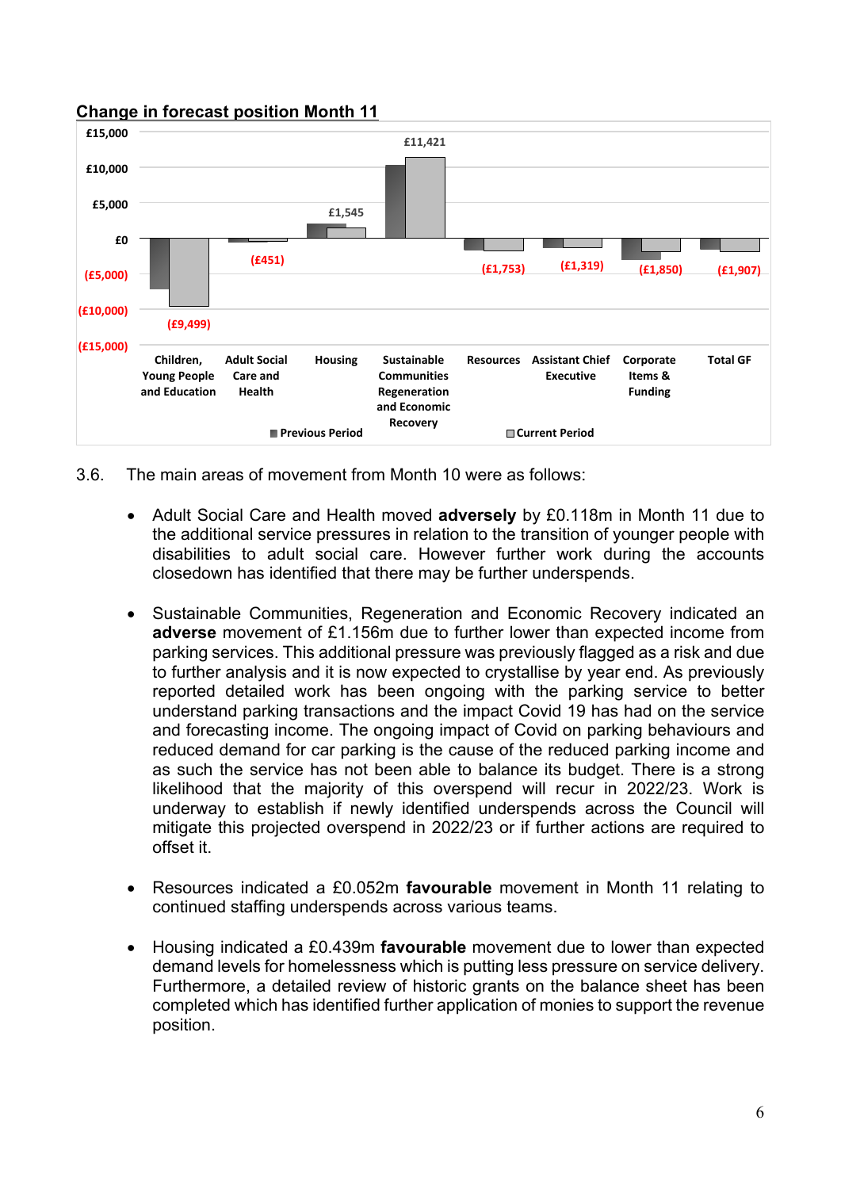**Change in forecast position Month 11**

| | Children, Young People and Education | Adult Social Care and Health | Housing | Sustainable Communities Regeneration and Economic Recovery | Resources | Assistant Chief Executive | Corporate Items & Funding | Total GF |
|---|---|---|---|---|---|---|---|---|
| Current Period | (£9,499) | (£451) | £1,545 | £11,421 | (£1,753) | (£1,319) | (£1,850) | (£1,907) |

3.6. The main areas of movement from Month 10 were as follows:

- Adult Social Care and Health moved **adversely** by £0.118m in Month 11 due to the additional service pressures in relation to the transition of younger people with disabilities to adult social care. However further work during the accounts closedown has identified that there may be further underspends.

- Sustainable Communities, Regeneration and Economic Recovery indicated an **adverse** movement of £1.156m due to further lower than expected income from parking services. This additional pressure was previously flagged as a risk and due to further analysis and it is now expected to crystallise by year end. As previously reported detailed work has been ongoing with the parking service to better understand parking transactions and the impact Covid 19 has had on the service and forecasting income. The ongoing impact of Covid on parking behaviours and reduced demand for car parking is the cause of the reduced parking income and as such the service has not been able to balance its budget. There is a strong likelihood that the majority of this overspend will recur in 2022/23. Work is underway to establish if newly identified underspends across the Council will mitigate this projected overspend in 2022/23 or if further actions are required to offset it.

- Resources indicated a £0.052m **favourable** movement in Month 11 relating to continued staffing underspends across various teams.

- Housing indicated a £0.439m **favourable** movement due to lower than expected demand levels for homelessness which is putting less pressure on service delivery. Furthermore, a detailed review of historic grants on the balance sheet has been completed which has identified further application of monies to support the revenue position.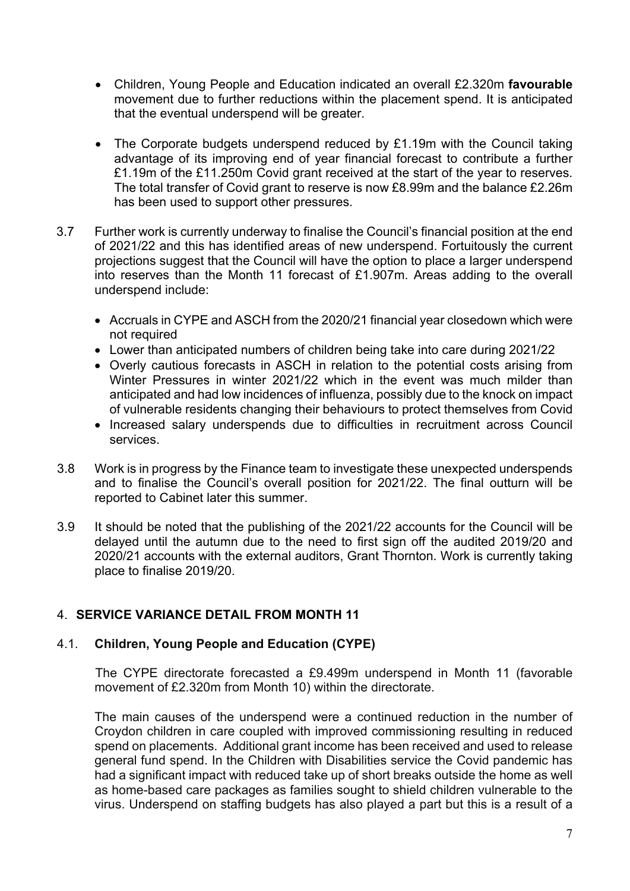- Children, Young People and Education indicated an overall £2.320m **favourable** movement due to further reductions within the placement spend. It is anticipated that the eventual underspend will be greater.

- The Corporate budgets underspend reduced by £1.19m with the Council taking advantage of its improving end of year financial forecast to contribute a further £1.19m of the £11.250m Covid grant received at the start of the year to reserves. The total transfer of Covid grant to reserve is now £8.99m and the balance £2.26m has been used to support other pressures.

3.7 Further work is currently underway to finalise the Council's financial position at the end of 2021/22 and this has identified areas of new underspend. Fortuitously the current projections suggest that the Council will have the option to place a larger underspend into reserves than the Month 11 forecast of £1.907m. Areas adding to the overall underspend include:

- Accruals in CYPE and ASCH from the 2020/21 financial year closedown which were not required
- Lower than anticipated numbers of children being take into care during 2021/22
- Overly cautious forecasts in ASCH in relation to the potential costs arising from Winter Pressures in winter 2021/22 which in the event was much milder than anticipated and had low incidences of influenza, possibly due to the knock on impact of vulnerable residents changing their behaviours to protect themselves from Covid
- Increased salary underspends due to difficulties in recruitment across Council services.

3.8 Work is in progress by the Finance team to investigate these unexpected underspends and to finalise the Council's overall position for 2021/22. The final outturn will be reported to Cabinet later this summer.

3.9 It should be noted that the publishing of the 2021/22 accounts for the Council will be delayed until the autumn due to the need to first sign off the audited 2019/20 and 2020/21 accounts with the external auditors, Grant Thornton. Work is currently taking place to finalise 2019/20.

## 4. SERVICE VARIANCE DETAIL FROM MONTH 11

### 4.1. Children, Young People and Education (CYPE)

The CYPE directorate forecasted a £9.499m underspend in Month 11 (favorable movement of £2.320m from Month 10) within the directorate.

The main causes of the underspend were a continued reduction in the number of Croydon children in care coupled with improved commissioning resulting in reduced spend on placements. Additional grant income has been received and used to release general fund spend. In the Children with Disabilities service the Covid pandemic has had a significant impact with reduced take up of short breaks outside the home as well as home-based care packages as families sought to shield children vulnerable to the virus. Underspend on staffing budgets has also played a part but this is a result of a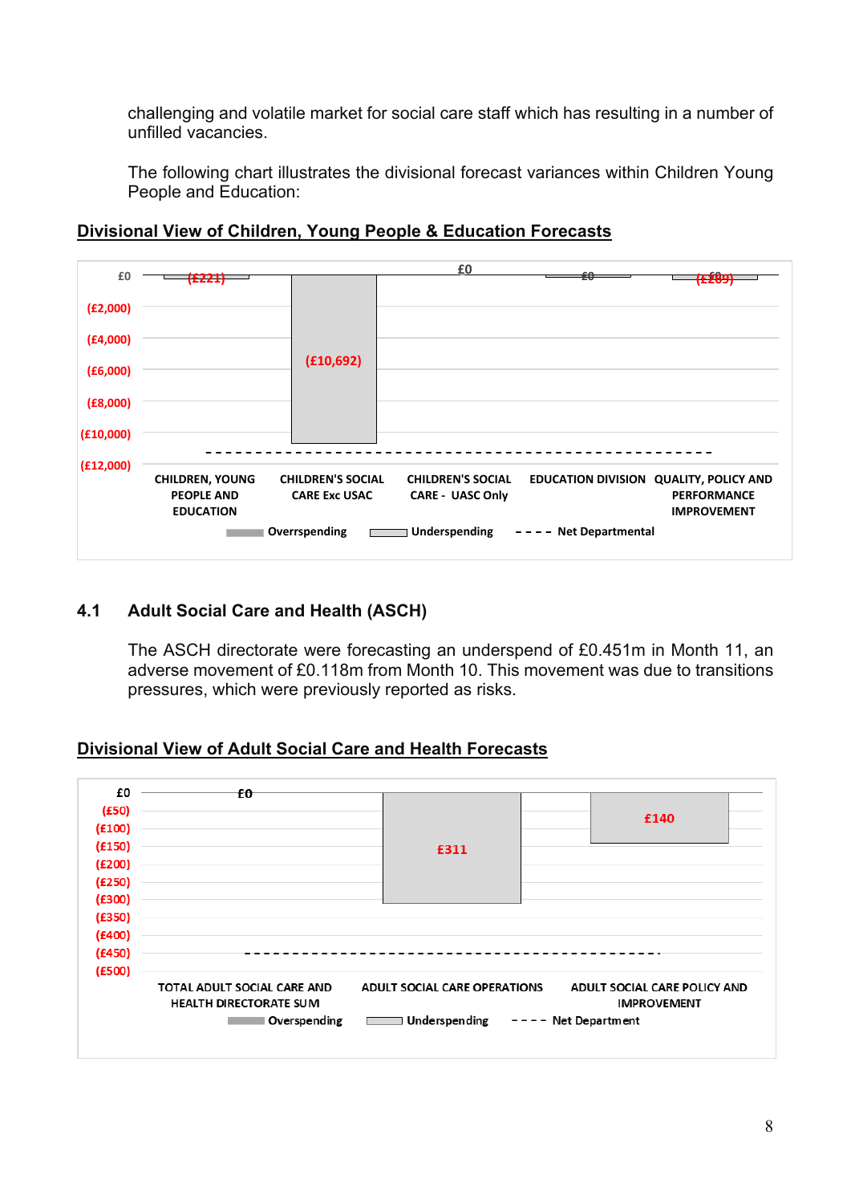challenging and volatile market for social care staff which has resulting in a number of unfilled vacancies.

The following chart illustrates the divisional forecast variances within Children Young People and Education:

**<u>Divisional View of Children, Young People & Education Forecasts</u>**

| Division | Forecast Variance |
|---|---|
| CHILDREN, YOUNG PEOPLE AND EDUCATION | (£221) |
| CHILDREN'S SOCIAL CARE Exc USAC | (£10,692) |
| CHILDREN'S SOCIAL CARE - UASC Only | £0 |
| EDUCATION DIVISION | £0 |
| QUALITY, POLICY AND PERFORMANCE IMPROVEMENT | (£289) |

Legend: Overrspending, Underspending, Net Departmental

## 4.1 Adult Social Care and Health (ASCH)

The ASCH directorate were forecasting an underspend of £0.451m in Month 11, an adverse movement of £0.118m from Month 10. This movement was due to transitions pressures, which were previously reported as risks.

**<u>Divisional View of Adult Social Care and Health Forecasts</u>**

| Division | Forecast Variance |
|---|---|
| TOTAL ADULT SOCIAL CARE AND HEALTH DIRECTORATE SUM | £0 |
| ADULT SOCIAL CARE OPERATIONS | £311 |
| ADULT SOCIAL CARE POLICY AND IMPROVEMENT | £140 |

Legend: Overspending, Underspending, Net Department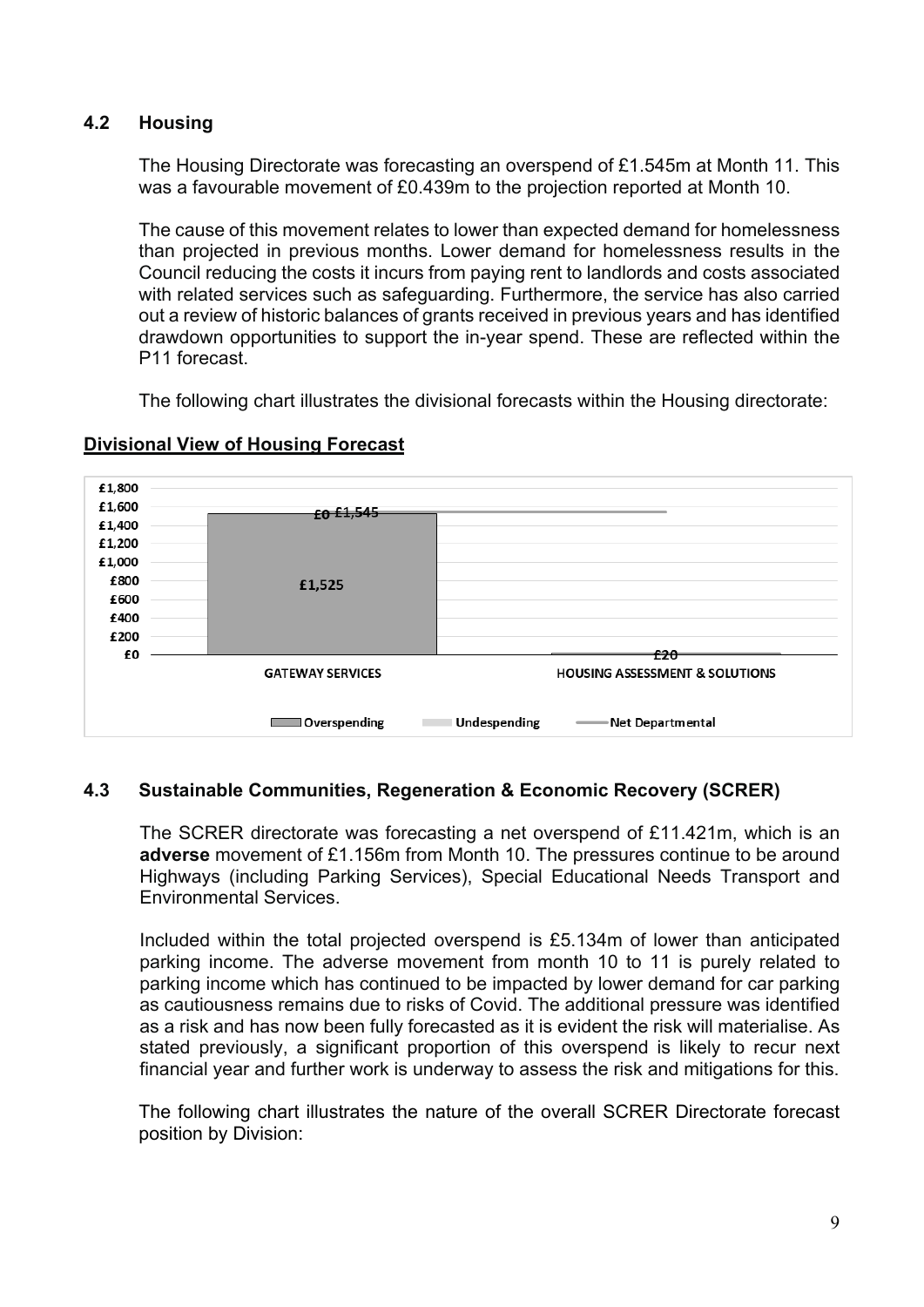### 4.2 Housing

The Housing Directorate was forecasting an overspend of £1.545m at Month 11. This was a favourable movement of £0.439m to the projection reported at Month 10.

The cause of this movement relates to lower than expected demand for homelessness than projected in previous months. Lower demand for homelessness results in the Council reducing the costs it incurs from paying rent to landlords and costs associated with related services such as safeguarding. Furthermore, the service has also carried out a review of historic balances of grants received in previous years and has identified drawdown opportunities to support the in-year spend. These are reflected within the P11 forecast.

The following chart illustrates the divisional forecasts within the Housing directorate:

**Divisional View of Housing Forecast**

| | Overspending | Undespending | Net Departmental |
|---|---|---|---|
| GATEWAY SERVICES | £1,525 | £0 | £1,545 |
| HOUSING ASSESSMENT & SOLUTIONS | £20 | | |

### 4.3 Sustainable Communities, Regeneration & Economic Recovery (SCRER)

The SCRER directorate was forecasting a net overspend of £11.421m, which is an **adverse** movement of £1.156m from Month 10. The pressures continue to be around Highways (including Parking Services), Special Educational Needs Transport and Environmental Services.

Included within the total projected overspend is £5.134m of lower than anticipated parking income. The adverse movement from month 10 to 11 is purely related to parking income which has continued to be impacted by lower demand for car parking as cautiousness remains due to risks of Covid. The additional pressure was identified as a risk and has now been fully forecasted as it is evident the risk will materialise. As stated previously, a significant proportion of this overspend is likely to recur next financial year and further work is underway to assess the risk and mitigations for this.

The following chart illustrates the nature of the overall SCRER Directorate forecast position by Division: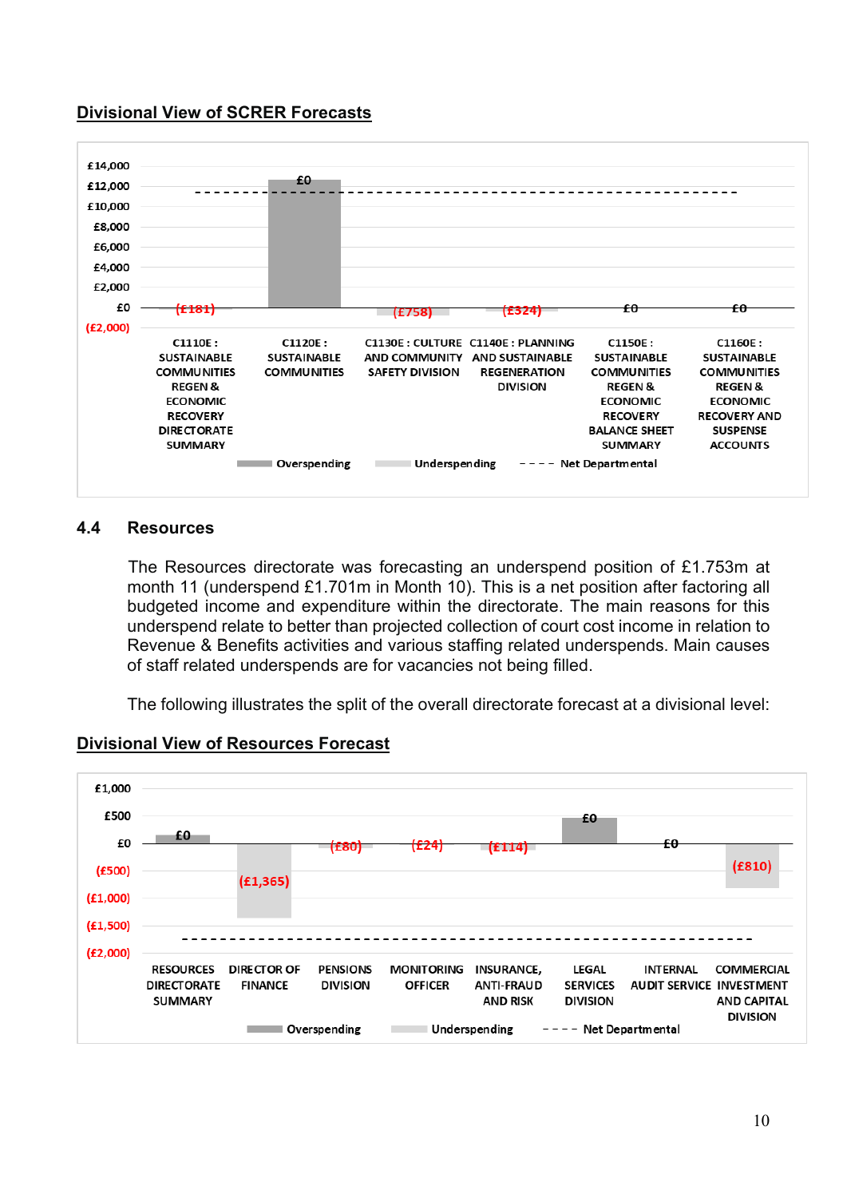## Divisional View of SCRER Forecasts

| Division | Forecast |
|---|---|
| C1110E : SUSTAINABLE COMMUNITIES REGEN & ECONOMIC RECOVERY DIRECTORATE SUMMARY | (£181) |
| C1120E : SUSTAINABLE COMMUNITIES | £0 |
| C1130E : CULTURE AND COMMUNITY SAFETY DIVISION | (£758) |
| C1140E : PLANNING AND SUSTAINABLE REGENERATION DIVISION | (£324) |
| C1150E : SUSTAINABLE COMMUNITIES REGEN & ECONOMIC RECOVERY BALANCE SHEET SUMMARY | £0 |
| C1160E : SUSTAINABLE COMMUNITIES REGEN & ECONOMIC RECOVERY AND SUSPENSE ACCOUNTS | £0 |

Legend: Overspending, Underspending, Net Departmental

### 4.4 Resources

The Resources directorate was forecasting an underspend position of £1.753m at month 11 (underspend £1.701m in Month 10). This is a net position after factoring all budgeted income and expenditure within the directorate. The main reasons for this underspend relate to better than projected collection of court cost income in relation to Revenue & Benefits activities and various staffing related underspends. Main causes of staff related underspends are for vacancies not being filled.

The following illustrates the split of the overall directorate forecast at a divisional level:

## Divisional View of Resources Forecast

| Division | Forecast |
|---|---|
| RESOURCES DIRECTORATE SUMMARY | £0 |
| DIRECTOR OF FINANCE | (£1,365) |
| PENSIONS DIVISION | (£80) |
| MONITORING OFFICER | (£24) |
| INSURANCE, ANTI-FRAUD AND RISK | (£114) |
| LEGAL SERVICES DIVISION | £0 |
| INTERNAL AUDIT SERVICE | £0 |
| COMMERCIAL INVESTMENT AND CAPITAL DIVISION | (£810) |

Legend: Overspending, Underspending, Net Departmental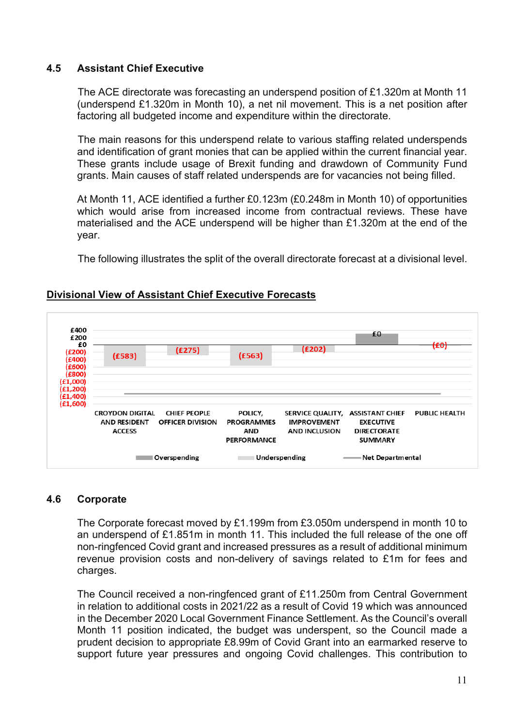## 4.5 Assistant Chief Executive

The ACE directorate was forecasting an underspend position of £1.320m at Month 11 (underspend £1.320m in Month 10), a net nil movement. This is a net position after factoring all budgeted income and expenditure within the directorate.

The main reasons for this underspend relate to various staffing related underspends and identification of grant monies that can be applied within the current financial year. These grants include usage of Brexit funding and drawdown of Community Fund grants. Main causes of staff related underspends are for vacancies not being filled.

At Month 11, ACE identified a further £0.123m (£0.248m in Month 10) of opportunities which would arise from increased income from contractual reviews. These have materialised and the ACE underspend will be higher than £1.320m at the end of the year.

The following illustrates the split of the overall directorate forecast at a divisional level.

**Divisional View of Assistant Chief Executive Forecasts**

| Division | Forecast (£'000) |
|---|---|
| CROYDON DIGITAL AND RESIDENT ACCESS | (£583) |
| CHIEF PEOPLE OFFICER DIVISION | (£275) |
| POLICY, PROGRAMMES AND PERFORMANCE | (£563) |
| SERVICE QUALITY, IMPROVEMENT AND INCLUSION | (£202) |
| ASSISTANT CHIEF EXECUTIVE DIRECTORATE SUMMARY | £0 |
| PUBLIC HEALTH | (£0) |

Legend: Overspending, Underspending, Net Departmental

## 4.6 Corporate

The Corporate forecast moved by £1.199m from £3.050m underspend in month 10 to an underspend of £1.851m in month 11. This included the full release of the one off non-ringfenced Covid grant and increased pressures as a result of additional minimum revenue provision costs and non-delivery of savings related to £1m for fees and charges.

The Council received a non-ringfenced grant of £11.250m from Central Government in relation to additional costs in 2021/22 as a result of Covid 19 which was announced in the December 2020 Local Government Finance Settlement. As the Council's overall Month 11 position indicated, the budget was underspent, so the Council made a prudent decision to appropriate £8.99m of Covid Grant into an earmarked reserve to support future year pressures and ongoing Covid challenges. This contribution to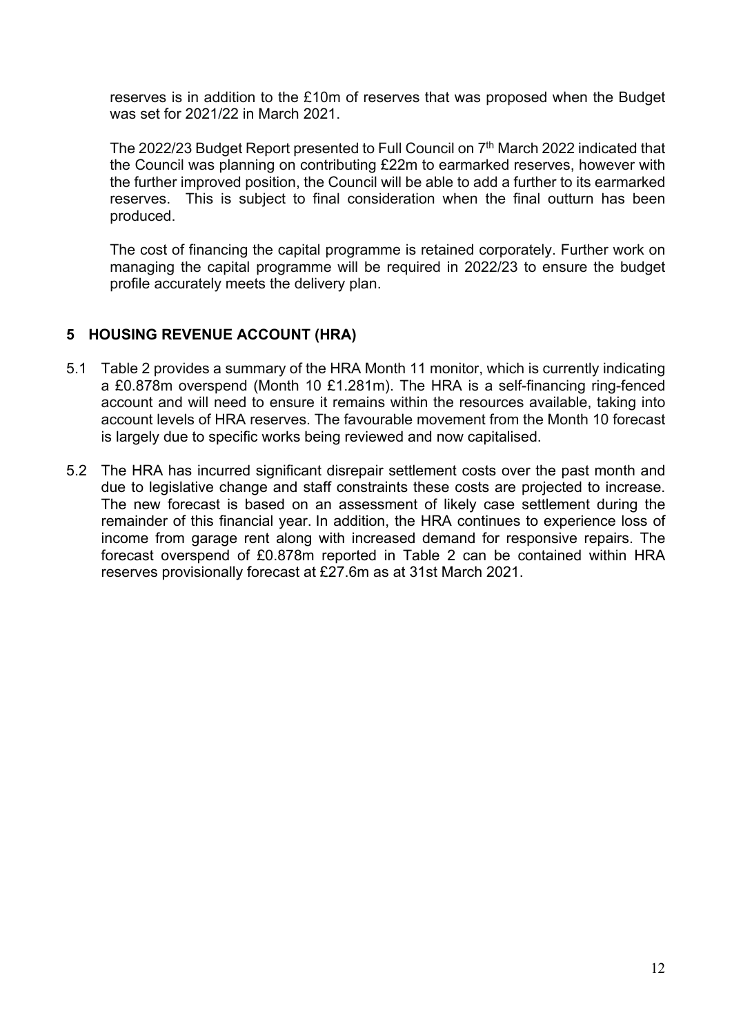reserves is in addition to the £10m of reserves that was proposed when the Budget was set for 2021/22 in March 2021.

The 2022/23 Budget Report presented to Full Council on 7th March 2022 indicated that the Council was planning on contributing £22m to earmarked reserves, however with the further improved position, the Council will be able to add a further to its earmarked reserves. This is subject to final consideration when the final outturn has been produced.

The cost of financing the capital programme is retained corporately. Further work on managing the capital programme will be required in 2022/23 to ensure the budget profile accurately meets the delivery plan.

## 5 HOUSING REVENUE ACCOUNT (HRA)

5.1 Table 2 provides a summary of the HRA Month 11 monitor, which is currently indicating a £0.878m overspend (Month 10 £1.281m). The HRA is a self-financing ring-fenced account and will need to ensure it remains within the resources available, taking into account levels of HRA reserves. The favourable movement from the Month 10 forecast is largely due to specific works being reviewed and now capitalised.

5.2 The HRA has incurred significant disrepair settlement costs over the past month and due to legislative change and staff constraints these costs are projected to increase. The new forecast is based on an assessment of likely case settlement during the remainder of this financial year. In addition, the HRA continues to experience loss of income from garage rent along with increased demand for responsive repairs. The forecast overspend of £0.878m reported in Table 2 can be contained within HRA reserves provisionally forecast at £27.6m as at 31st March 2021.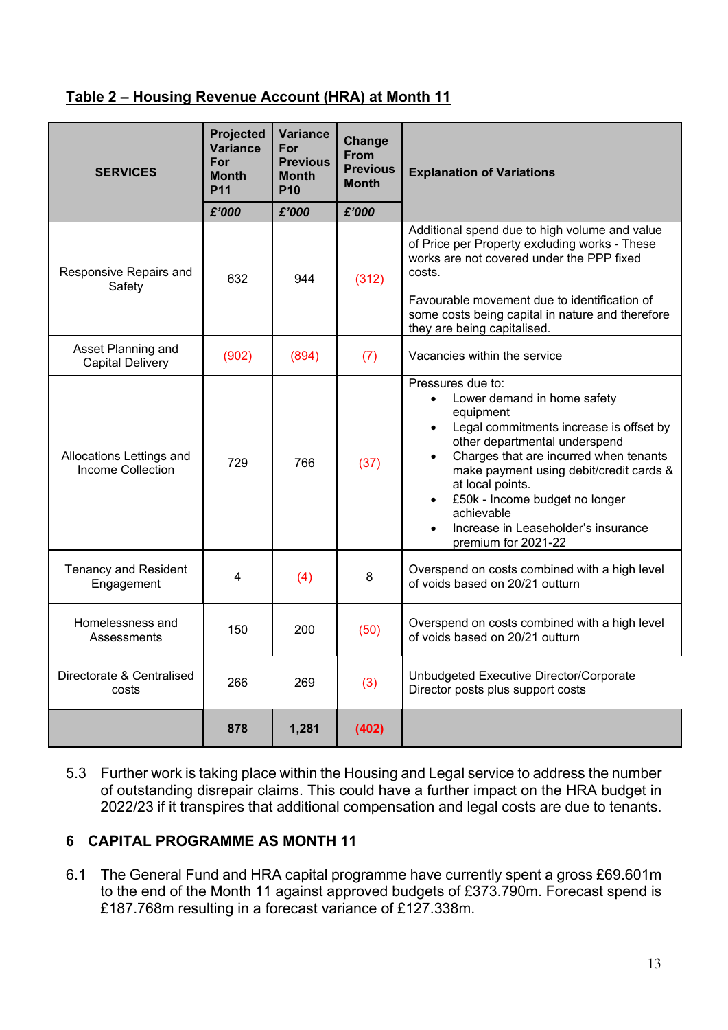**Table 2 – Housing Revenue Account (HRA) at Month 11**

| SERVICES | Projected Variance For Month P11 | Variance For Previous Month P10 | Change From Previous Month | Explanation of Variations |
|---|---|---|---|---|
| | **£'000** | **£'000** | **£'000** | |
| Responsive Repairs and Safety | 632 | 944 | (312) | Additional spend due to high volume and value of Price per Property excluding works - These works are not covered under the PPP fixed costs.<br><br>Favourable movement due to identification of some costs being capital in nature and therefore they are being capitalised. |
| Asset Planning and Capital Delivery | (902) | (894) | (7) | Vacancies within the service |
| Allocations Lettings and Income Collection | 729 | 766 | (37) | Pressures due to:<br>• Lower demand in home safety equipment<br>• Legal commitments increase is offset by other departmental underspend<br>• Charges that are incurred when tenants make payment using debit/credit cards & at local points.<br>• £50k - Income budget no longer achievable<br>• Increase in Leaseholder's insurance premium for 2021-22 |
| Tenancy and Resident Engagement | 4 | (4) | 8 | Overspend on costs combined with a high level of voids based on 20/21 outturn |
| Homelessness and Assessments | 150 | 200 | (50) | Overspend on costs combined with a high level of voids based on 20/21 outturn |
| Directorate & Centralised costs | 266 | 269 | (3) | Unbudgeted Executive Director/Corporate Director posts plus support costs |
| | **878** | **1,281** | **(402)** | |

5.3 Further work is taking place within the Housing and Legal service to address the number of outstanding disrepair claims. This could have a further impact on the HRA budget in 2022/23 if it transpires that additional compensation and legal costs are due to tenants.

## 6 CAPITAL PROGRAMME AS MONTH 11

6.1 The General Fund and HRA capital programme have currently spent a gross £69.601m to the end of the Month 11 against approved budgets of £373.790m. Forecast spend is £187.768m resulting in a forecast variance of £127.338m.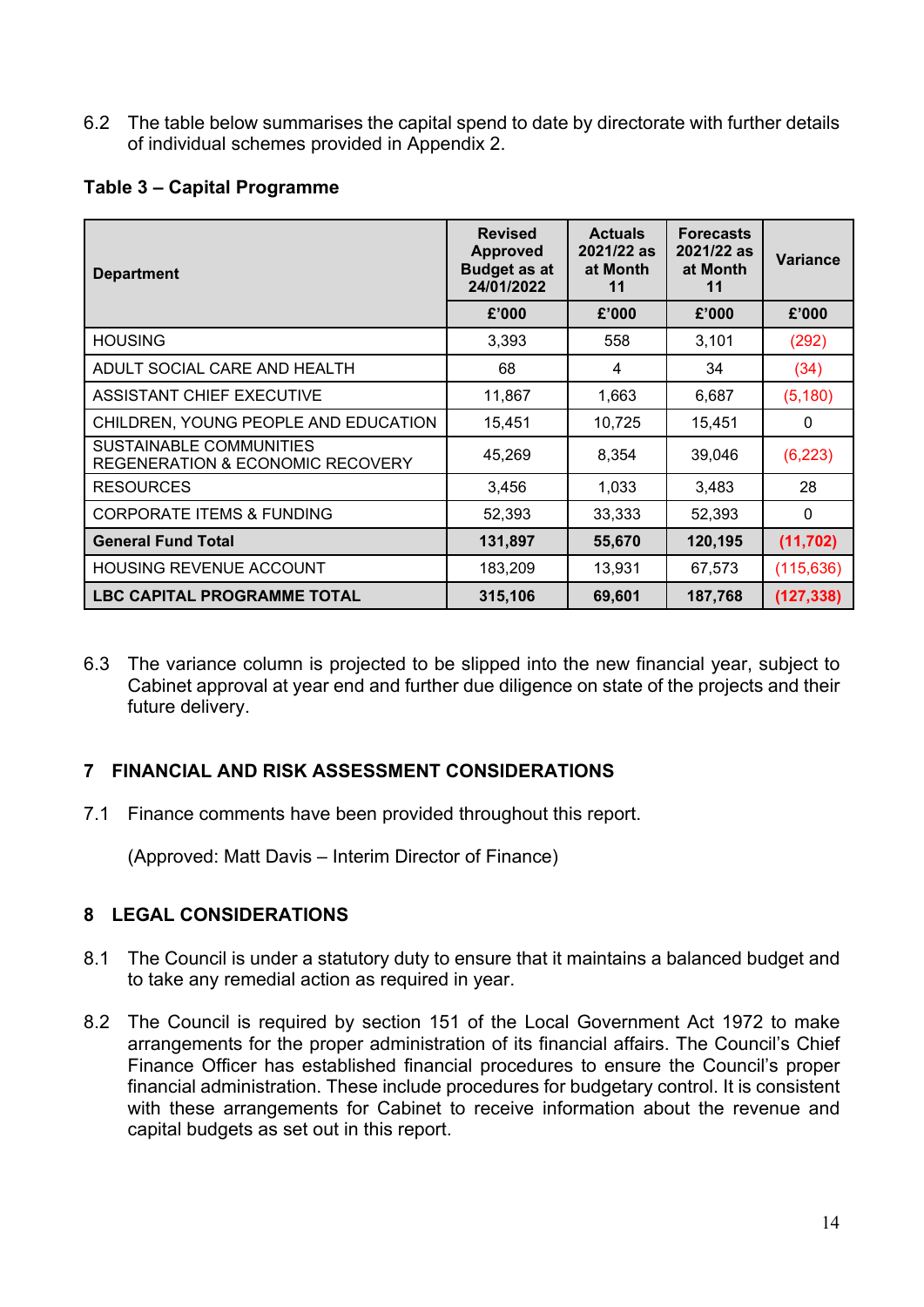6.2 The table below summarises the capital spend to date by directorate with further details of individual schemes provided in Appendix 2.

**Table 3 – Capital Programme**

| Department | Revised Approved Budget as at 24/01/2022 | Actuals 2021/22 as at Month 11 | Forecasts 2021/22 as at Month 11 | Variance |
|---|---|---|---|---|
| | £'000 | £'000 | £'000 | £'000 |
| HOUSING | 3,393 | 558 | 3,101 | (292) |
| ADULT SOCIAL CARE AND HEALTH | 68 | 4 | 34 | (34) |
| ASSISTANT CHIEF EXECUTIVE | 11,867 | 1,663 | 6,687 | (5,180) |
| CHILDREN, YOUNG PEOPLE AND EDUCATION | 15,451 | 10,725 | 15,451 | 0 |
| SUSTAINABLE COMMUNITIES REGENERATION & ECONOMIC RECOVERY | 45,269 | 8,354 | 39,046 | (6,223) |
| RESOURCES | 3,456 | 1,033 | 3,483 | 28 |
| CORPORATE ITEMS & FUNDING | 52,393 | 33,333 | 52,393 | 0 |
| **General Fund Total** | **131,897** | **55,670** | **120,195** | **(11,702)** |
| HOUSING REVENUE ACCOUNT | 183,209 | 13,931 | 67,573 | (115,636) |
| **LBC CAPITAL PROGRAMME TOTAL** | **315,106** | **69,601** | **187,768** | **(127,338)** |

6.3 The variance column is projected to be slipped into the new financial year, subject to Cabinet approval at year end and further due diligence on state of the projects and their future delivery.

## 7 FINANCIAL AND RISK ASSESSMENT CONSIDERATIONS

7.1 Finance comments have been provided throughout this report.

(Approved: Matt Davis – Interim Director of Finance)

## 8 LEGAL CONSIDERATIONS

8.1 The Council is under a statutory duty to ensure that it maintains a balanced budget and to take any remedial action as required in year.

8.2 The Council is required by section 151 of the Local Government Act 1972 to make arrangements for the proper administration of its financial affairs. The Council's Chief Finance Officer has established financial procedures to ensure the Council's proper financial administration. These include procedures for budgetary control. It is consistent with these arrangements for Cabinet to receive information about the revenue and capital budgets as set out in this report.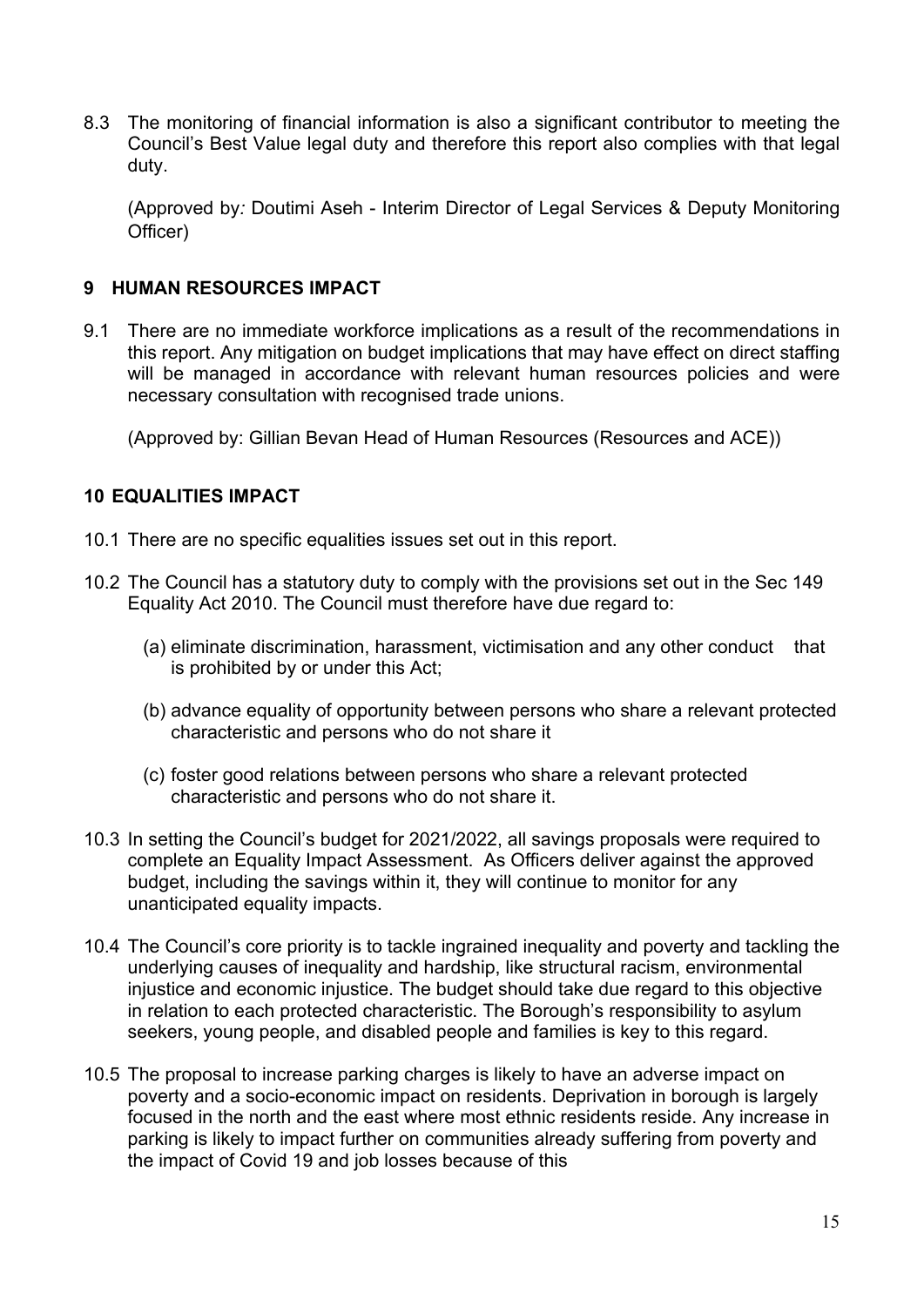8.3 The monitoring of financial information is also a significant contributor to meeting the Council's Best Value legal duty and therefore this report also complies with that legal duty.

(Approved by*:* Doutimi Aseh - Interim Director of Legal Services & Deputy Monitoring Officer)

## 9 HUMAN RESOURCES IMPACT

9.1 There are no immediate workforce implications as a result of the recommendations in this report. Any mitigation on budget implications that may have effect on direct staffing will be managed in accordance with relevant human resources policies and were necessary consultation with recognised trade unions.

(Approved by: Gillian Bevan Head of Human Resources (Resources and ACE))

## 10 EQUALITIES IMPACT

10.1 There are no specific equalities issues set out in this report.

10.2 The Council has a statutory duty to comply with the provisions set out in the Sec 149 Equality Act 2010. The Council must therefore have due regard to:

(a) eliminate discrimination, harassment, victimisation and any other conduct that is prohibited by or under this Act;

(b) advance equality of opportunity between persons who share a relevant protected characteristic and persons who do not share it

(c) foster good relations between persons who share a relevant protected characteristic and persons who do not share it.

10.3 In setting the Council's budget for 2021/2022, all savings proposals were required to complete an Equality Impact Assessment. As Officers deliver against the approved budget, including the savings within it, they will continue to monitor for any unanticipated equality impacts.

10.4 The Council's core priority is to tackle ingrained inequality and poverty and tackling the underlying causes of inequality and hardship, like structural racism, environmental injustice and economic injustice. The budget should take due regard to this objective in relation to each protected characteristic. The Borough's responsibility to asylum seekers, young people, and disabled people and families is key to this regard.

10.5 The proposal to increase parking charges is likely to have an adverse impact on poverty and a socio-economic impact on residents. Deprivation in borough is largely focused in the north and the east where most ethnic residents reside. Any increase in parking is likely to impact further on communities already suffering from poverty and the impact of Covid 19 and job losses because of this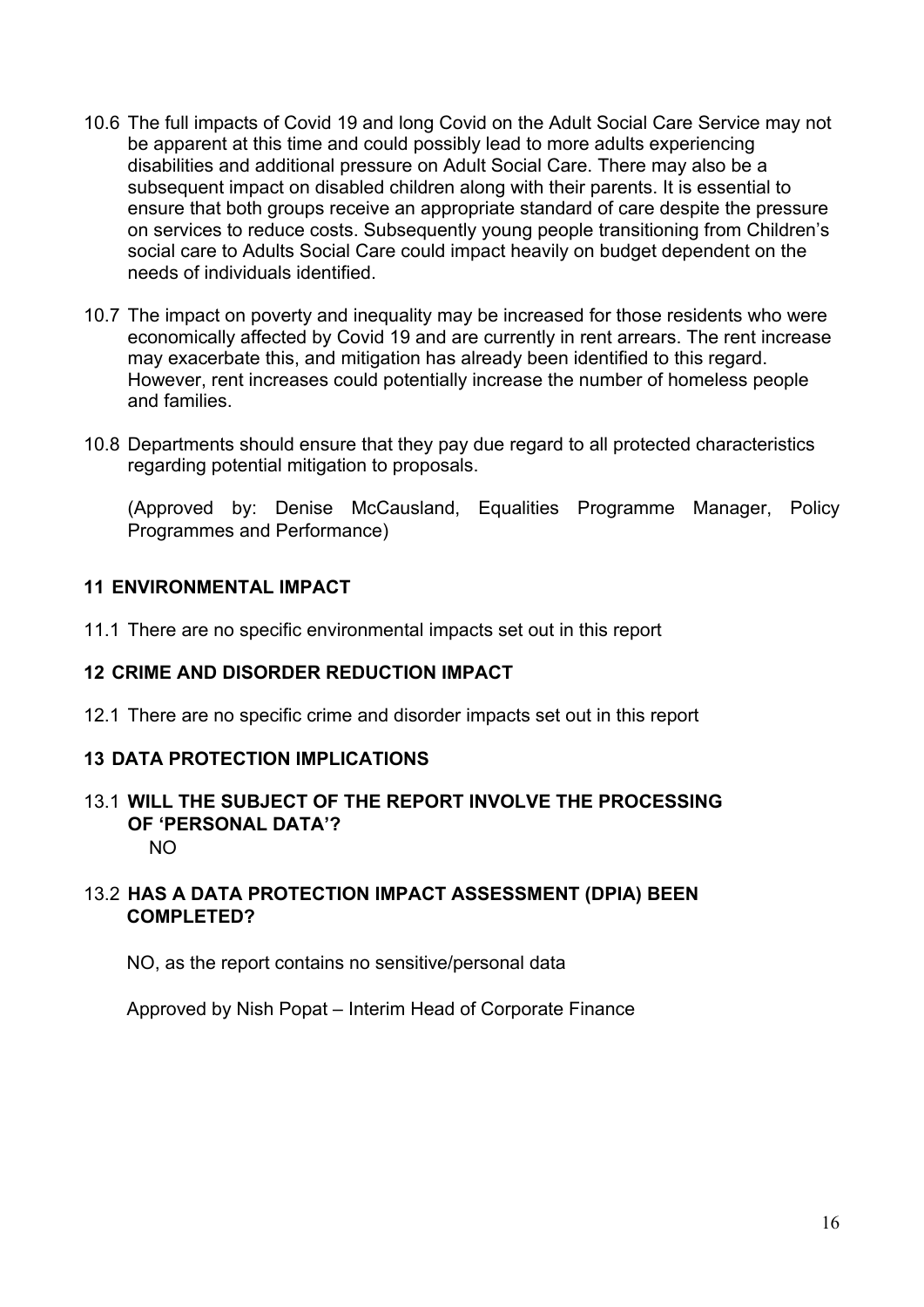10.6 The full impacts of Covid 19 and long Covid on the Adult Social Care Service may not be apparent at this time and could possibly lead to more adults experiencing disabilities and additional pressure on Adult Social Care. There may also be a subsequent impact on disabled children along with their parents. It is essential to ensure that both groups receive an appropriate standard of care despite the pressure on services to reduce costs. Subsequently young people transitioning from Children's social care to Adults Social Care could impact heavily on budget dependent on the needs of individuals identified.

10.7 The impact on poverty and inequality may be increased for those residents who were economically affected by Covid 19 and are currently in rent arrears. The rent increase may exacerbate this, and mitigation has already been identified to this regard. However, rent increases could potentially increase the number of homeless people and families.

10.8 Departments should ensure that they pay due regard to all protected characteristics regarding potential mitigation to proposals.

(Approved by: Denise McCausland, Equalities Programme Manager, Policy Programmes and Performance)

## 11 ENVIRONMENTAL IMPACT

11.1 There are no specific environmental impacts set out in this report

## 12 CRIME AND DISORDER REDUCTION IMPACT

12.1 There are no specific crime and disorder impacts set out in this report

## 13 DATA PROTECTION IMPLICATIONS

13.1 **WILL THE SUBJECT OF THE REPORT INVOLVE THE PROCESSING OF 'PERSONAL DATA'?**

NO

13.2 **HAS A DATA PROTECTION IMPACT ASSESSMENT (DPIA) BEEN COMPLETED?**

NO, as the report contains no sensitive/personal data

Approved by Nish Popat – Interim Head of Corporate Finance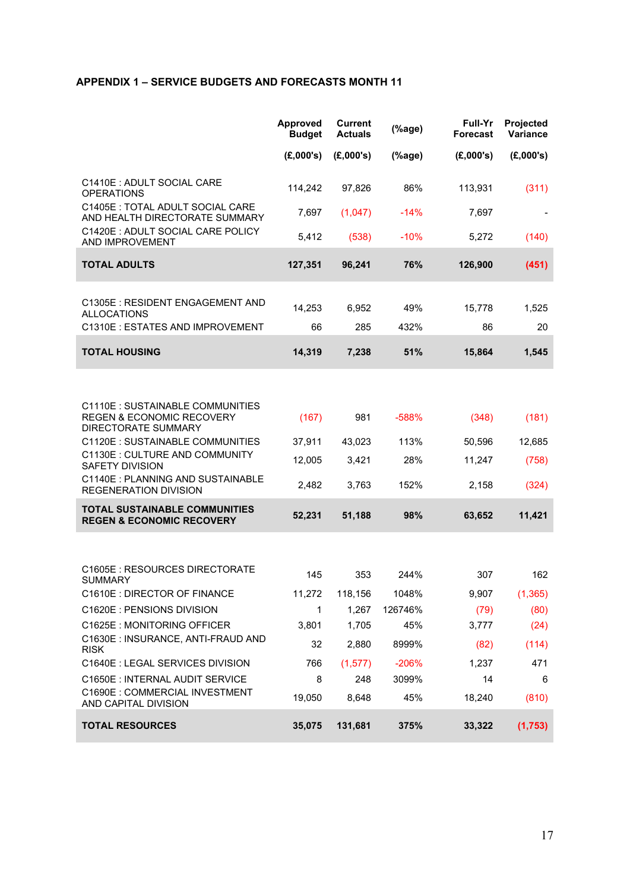**APPENDIX 1 – SERVICE BUDGETS AND FORECASTS MONTH 11**

| | Approved Budget | Current Actuals | (%age) | Full-Yr Forecast | Projected Variance |
|---|---|---|---|---|---|
| | (£,000's) | (£,000's) | (%age) | (£,000's) | (£,000's) |
| C1410E : ADULT SOCIAL CARE OPERATIONS | 114,242 | 97,826 | 86% | 113,931 | (311) |
| C1405E : TOTAL ADULT SOCIAL CARE AND HEALTH DIRECTORATE SUMMARY | 7,697 | (1,047) | -14% | 7,697 | - |
| C1420E : ADULT SOCIAL CARE POLICY AND IMPROVEMENT | 5,412 | (538) | -10% | 5,272 | (140) |
| **TOTAL ADULTS** | **127,351** | **96,241** | **76%** | **126,900** | **(451)** |
| C1305E : RESIDENT ENGAGEMENT AND ALLOCATIONS | 14,253 | 6,952 | 49% | 15,778 | 1,525 |
| C1310E : ESTATES AND IMPROVEMENT | 66 | 285 | 432% | 86 | 20 |
| **TOTAL HOUSING** | **14,319** | **7,238** | **51%** | **15,864** | **1,545** |
| C1110E : SUSTAINABLE COMMUNITIES REGEN & ECONOMIC RECOVERY DIRECTORATE SUMMARY | (167) | 981 | -588% | (348) | (181) |
| C1120E : SUSTAINABLE COMMUNITIES | 37,911 | 43,023 | 113% | 50,596 | 12,685 |
| C1130E : CULTURE AND COMMUNITY SAFETY DIVISION | 12,005 | 3,421 | 28% | 11,247 | (758) |
| C1140E : PLANNING AND SUSTAINABLE REGENERATION DIVISION | 2,482 | 3,763 | 152% | 2,158 | (324) |
| **TOTAL SUSTAINABLE COMMUNITIES REGEN & ECONOMIC RECOVERY** | **52,231** | **51,188** | **98%** | **63,652** | **11,421** |
| C1605E : RESOURCES DIRECTORATE SUMMARY | 145 | 353 | 244% | 307 | 162 |
| C1610E : DIRECTOR OF FINANCE | 11,272 | 118,156 | 1048% | 9,907 | (1,365) |
| C1620E : PENSIONS DIVISION | 1 | 1,267 | 126746% | (79) | (80) |
| C1625E : MONITORING OFFICER | 3,801 | 1,705 | 45% | 3,777 | (24) |
| C1630E : INSURANCE, ANTI-FRAUD AND RISK | 32 | 2,880 | 8999% | (82) | (114) |
| C1640E : LEGAL SERVICES DIVISION | 766 | (1,577) | -206% | 1,237 | 471 |
| C1650E : INTERNAL AUDIT SERVICE | 8 | 248 | 3099% | 14 | 6 |
| C1690E : COMMERCIAL INVESTMENT AND CAPITAL DIVISION | 19,050 | 8,648 | 45% | 18,240 | (810) |
| **TOTAL RESOURCES** | **35,075** | **131,681** | **375%** | **33,322** | **(1,753)** |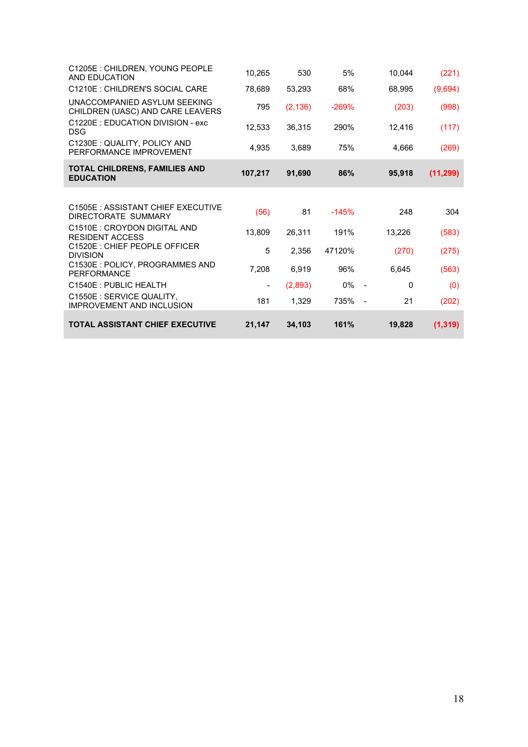| | | | | | | |
|---|---|---|---|---|---|---|
| C1205E : CHILDREN, YOUNG PEOPLE AND EDUCATION | 10,265 | 530 | 5% | | 10,044 | (221) |
| C1210E : CHILDREN'S SOCIAL CARE | 78,689 | 53,293 | 68% | | 68,995 | (9,694) |
| UNACCOMPANIED ASYLUM SEEKING CHILDREN (UASC) AND CARE LEAVERS | 795 | (2,136) | -269% | | (203) | (998) |
| C1220E : EDUCATION DIVISION - exc DSG | 12,533 | 36,315 | 290% | | 12,416 | (117) |
| C1230E : QUALITY, POLICY AND PERFORMANCE IMPROVEMENT | 4,935 | 3,689 | 75% | | 4,666 | (269) |
| **TOTAL CHILDRENS, FAMILIES AND EDUCATION** | **107,217** | **91,690** | **86%** | | **95,918** | **(11,299)** |
| | | | | | | |
| C1505E : ASSISTANT CHIEF EXECUTIVE DIRECTORATE SUMMARY | (56) | 81 | -145% | | 248 | 304 |
| C1510E : CROYDON DIGITAL AND RESIDENT ACCESS | 13,809 | 26,311 | 191% | | 13,226 | (583) |
| C1520E : CHIEF PEOPLE OFFICER DIVISION | 5 | 2,356 | 47120% | | (270) | (275) |
| C1530E : POLICY, PROGRAMMES AND PERFORMANCE | 7,208 | 6,919 | 96% | | 6,645 | (563) |
| C1540E : PUBLIC HEALTH | - | (2,893) | 0% | - | 0 | (0) |
| C1550E : SERVICE QUALITY, IMPROVEMENT AND INCLUSION | 181 | 1,329 | 735% | - | 21 | (202) |
| **TOTAL ASSISTANT CHIEF EXECUTIVE** | **21,147** | **34,103** | **161%** | | **19,828** | **(1,319)** |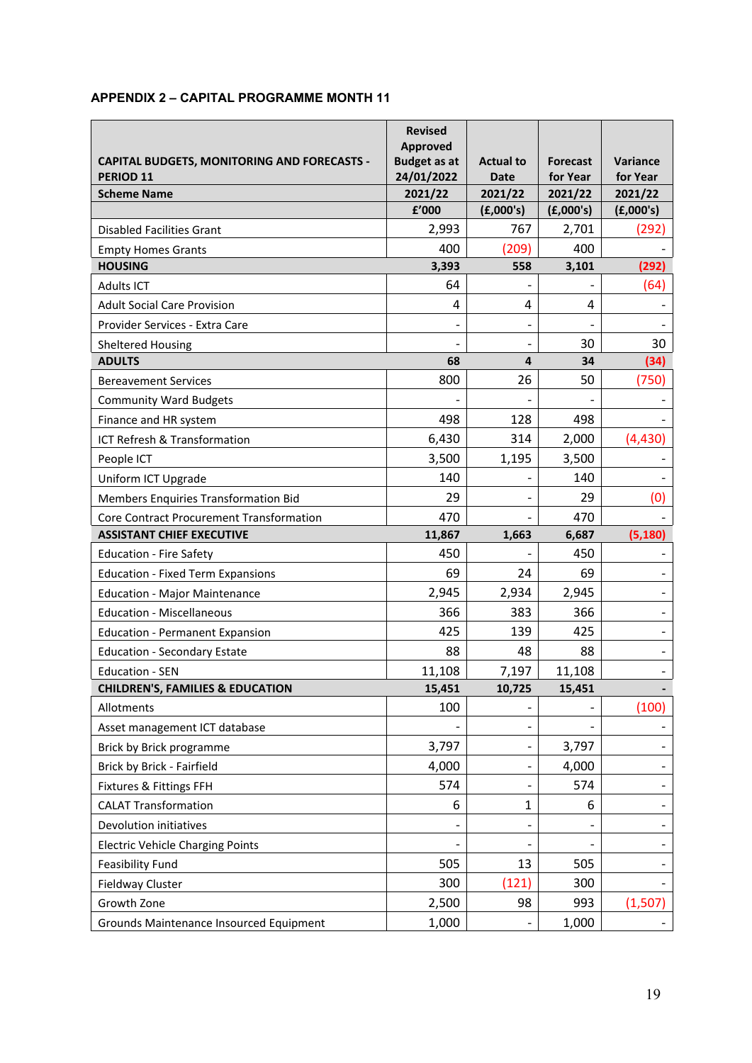**APPENDIX 2 – CAPITAL PROGRAMME MONTH 11**

| CAPITAL BUDGETS, MONITORING AND FORECASTS - PERIOD 11 | Revised Approved Budget as at 24/01/2022 | Actual to Date | Forecast for Year | Variance for Year |
|---|---|---|---|---|
| **Scheme Name** | **2021/22** | **2021/22** | **2021/22** | **2021/22** |
| | **£'000** | **(£,000's)** | **(£,000's)** | **(£,000's)** |
| Disabled Facilities Grant | 2,993 | 767 | 2,701 | (292) |
| Empty Homes Grants | 400 | (209) | 400 | - |
| **HOUSING** | **3,393** | **558** | **3,101** | **(292)** |
| Adults ICT | 64 | - | - | (64) |
| Adult Social Care Provision | 4 | 4 | 4 | - |
| Provider Services - Extra Care | - | - | - | - |
| Sheltered Housing | - | - | 30 | 30 |
| **ADULTS** | **68** | **4** | **34** | **(34)** |
| Bereavement Services | 800 | 26 | 50 | (750) |
| Community Ward Budgets | - | - | - | - |
| Finance and HR system | 498 | 128 | 498 | - |
| ICT Refresh & Transformation | 6,430 | 314 | 2,000 | (4,430) |
| People ICT | 3,500 | 1,195 | 3,500 | - |
| Uniform ICT Upgrade | 140 | - | 140 | - |
| Members Enquiries Transformation Bid | 29 | - | 29 | (0) |
| Core Contract Procurement Transformation | 470 | - | 470 | - |
| **ASSISTANT CHIEF EXECUTIVE** | **11,867** | **1,663** | **6,687** | **(5,180)** |
| Education - Fire Safety | 450 | - | 450 | - |
| Education - Fixed Term Expansions | 69 | 24 | 69 | - |
| Education - Major Maintenance | 2,945 | 2,934 | 2,945 | - |
| Education - Miscellaneous | 366 | 383 | 366 | - |
| Education - Permanent Expansion | 425 | 139 | 425 | - |
| Education - Secondary Estate | 88 | 48 | 88 | - |
| Education - SEN | 11,108 | 7,197 | 11,108 | - |
| **CHILDREN'S, FAMILIES & EDUCATION** | **15,451** | **10,725** | **15,451** | **-** |
| Allotments | 100 | - | - | (100) |
| Asset management ICT database | - | - | - | - |
| Brick by Brick programme | 3,797 | - | 3,797 | - |
| Brick by Brick - Fairfield | 4,000 | - | 4,000 | - |
| Fixtures & Fittings FFH | 574 | - | 574 | - |
| CALAT Transformation | 6 | 1 | 6 | - |
| Devolution initiatives | - | - | - | - |
| Electric Vehicle Charging Points | - | - | - | - |
| Feasibility Fund | 505 | 13 | 505 | - |
| Fieldway Cluster | 300 | (121) | 300 | - |
| Growth Zone | 2,500 | 98 | 993 | (1,507) |
| Grounds Maintenance Insourced Equipment | 1,000 | - | 1,000 | - |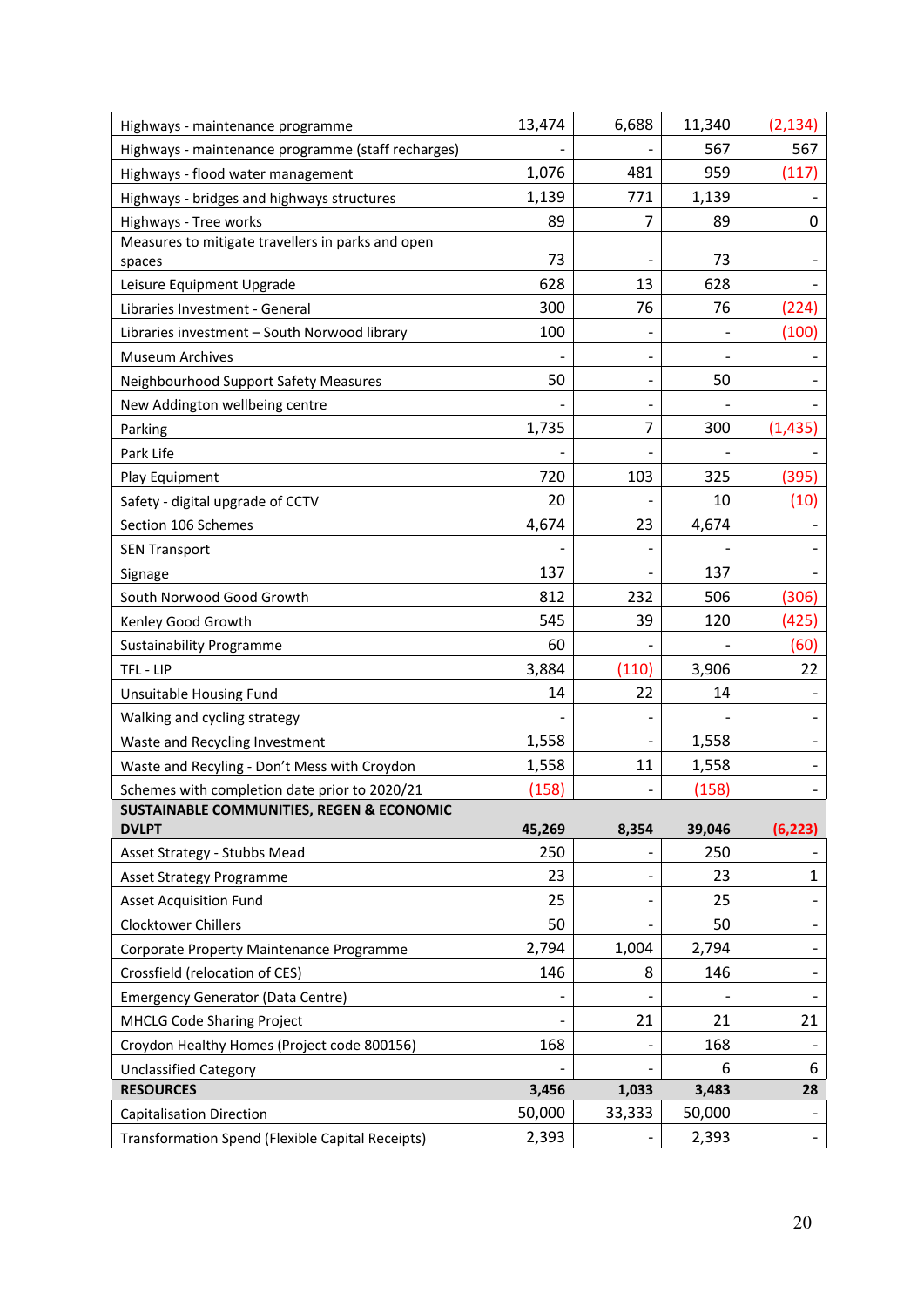| | | | | |
|---|---|---|---|---|
| Highways - maintenance programme | 13,474 | 6,688 | 11,340 | (2,134) |
| Highways - maintenance programme (staff recharges) | - | - | 567 | 567 |
| Highways - flood water management | 1,076 | 481 | 959 | (117) |
| Highways - bridges and highways structures | 1,139 | 771 | 1,139 | - |
| Highways - Tree works | 89 | 7 | 89 | 0 |
| Measures to mitigate travellers in parks and open spaces | 73 | - | 73 | - |
| Leisure Equipment Upgrade | 628 | 13 | 628 | - |
| Libraries Investment - General | 300 | 76 | 76 | (224) |
| Libraries investment – South Norwood library | 100 | - | - | (100) |
| Museum Archives | - | - | - | - |
| Neighbourhood Support Safety Measures | 50 | - | 50 | - |
| New Addington wellbeing centre | - | - | - | - |
| Parking | 1,735 | 7 | 300 | (1,435) |
| Park Life | - | - | - | - |
| Play Equipment | 720 | 103 | 325 | (395) |
| Safety - digital upgrade of CCTV | 20 | - | 10 | (10) |
| Section 106 Schemes | 4,674 | 23 | 4,674 | - |
| SEN Transport | - | - | - | - |
| Signage | 137 | - | 137 | - |
| South Norwood Good Growth | 812 | 232 | 506 | (306) |
| Kenley Good Growth | 545 | 39 | 120 | (425) |
| Sustainability Programme | 60 | - | - | (60) |
| TFL - LIP | 3,884 | (110) | 3,906 | 22 |
| Unsuitable Housing Fund | 14 | 22 | 14 | - |
| Walking and cycling strategy | - | - | - | - |
| Waste and Recycling Investment | 1,558 | - | 1,558 | - |
| Waste and Recyling - Don't Mess with Croydon | 1,558 | 11 | 1,558 | - |
| Schemes with completion date prior to 2020/21 | (158) | - | (158) | - |
| **SUSTAINABLE COMMUNITIES, REGEN & ECONOMIC DVLPT** | **45,269** | **8,354** | **39,046** | **(6,223)** |
| Asset Strategy - Stubbs Mead | 250 | - | 250 | - |
| Asset Strategy Programme | 23 | - | 23 | 1 |
| Asset Acquisition Fund | 25 | - | 25 | - |
| Clocktower Chillers | 50 | - | 50 | - |
| Corporate Property Maintenance Programme | 2,794 | 1,004 | 2,794 | - |
| Crossfield (relocation of CES) | 146 | 8 | 146 | - |
| Emergency Generator (Data Centre) | - | - | - | - |
| MHCLG Code Sharing Project | - | 21 | 21 | 21 |
| Croydon Healthy Homes (Project code 800156) | 168 | - | 168 | - |
| Unclassified Category | - | - | 6 | 6 |
| **RESOURCES** | **3,456** | **1,033** | **3,483** | **28** |
| Capitalisation Direction | 50,000 | 33,333 | 50,000 | - |
| Transformation Spend (Flexible Capital Receipts) | 2,393 | - | 2,393 | - |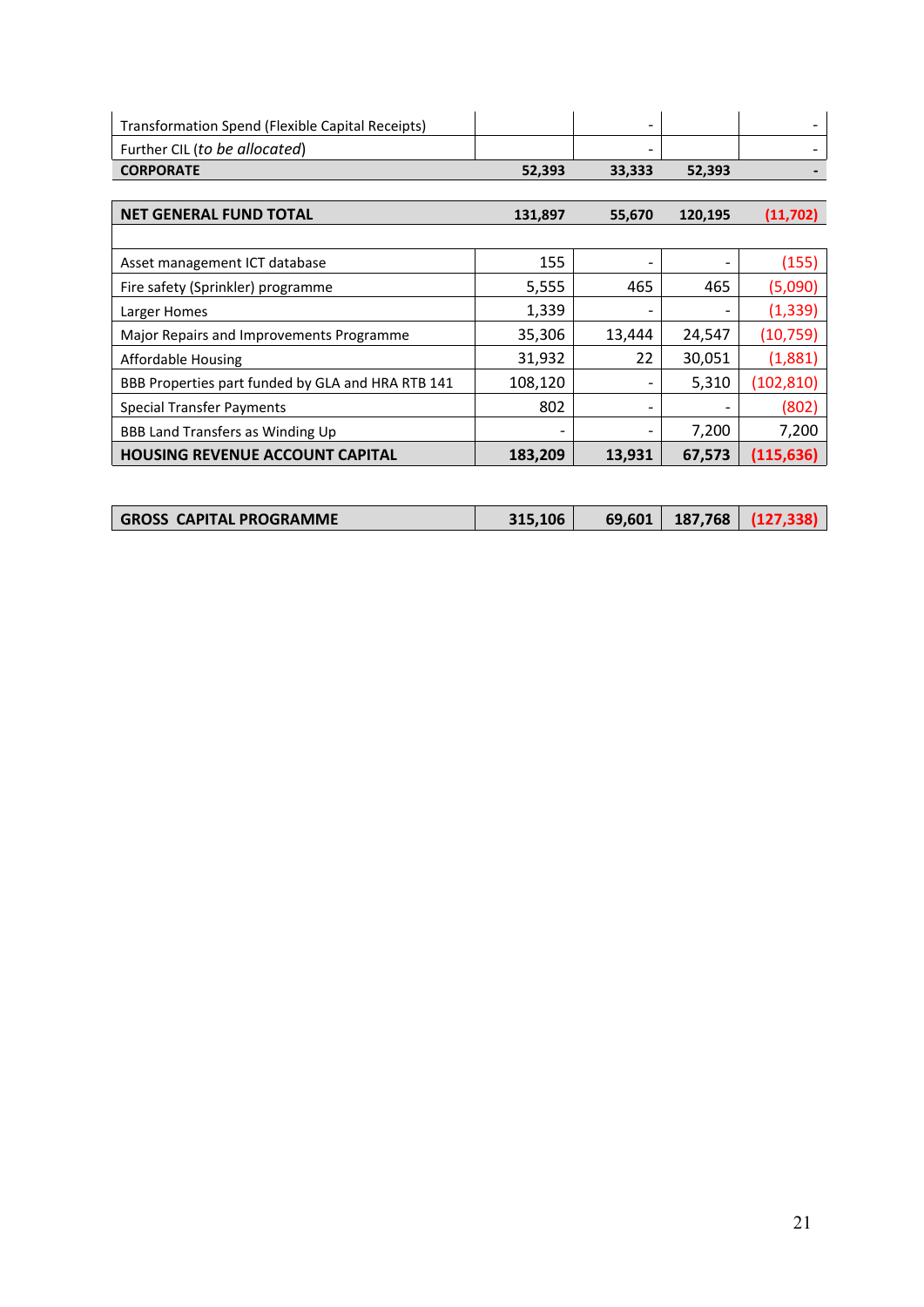| | | | | |
|---|---|---|---|---|
| Transformation Spend (Flexible Capital Receipts) | | - | | - |
| Further CIL (*to be allocated*) | | - | | - |
| **CORPORATE** | **52,393** | **33,333** | **52,393** | **-** |

| | | | | |
|---|---|---|---|---|
| **NET GENERAL FUND TOTAL** | **131,897** | **55,670** | **120,195** | **(11,702)** |
| | | | | |
| Asset management ICT database | 155 | - | - | (155) |
| Fire safety (Sprinkler) programme | 5,555 | 465 | 465 | (5,090) |
| Larger Homes | 1,339 | - | - | (1,339) |
| Major Repairs and Improvements Programme | 35,306 | 13,444 | 24,547 | (10,759) |
| Affordable Housing | 31,932 | 22 | 30,051 | (1,881) |
| BBB Properties part funded by GLA and HRA RTB 141 | 108,120 | - | 5,310 | (102,810) |
| Special Transfer Payments | 802 | - | - | (802) |
| BBB Land Transfers as Winding Up | - | - | 7,200 | 7,200 |
| **HOUSING REVENUE ACCOUNT CAPITAL** | **183,209** | **13,931** | **67,573** | **(115,636)** |

| | | | | |
|---|---|---|---|---|
| **GROSS CAPITAL PROGRAMME** | **315,106** | **69,601** | **187,768** | **(127,338)** |